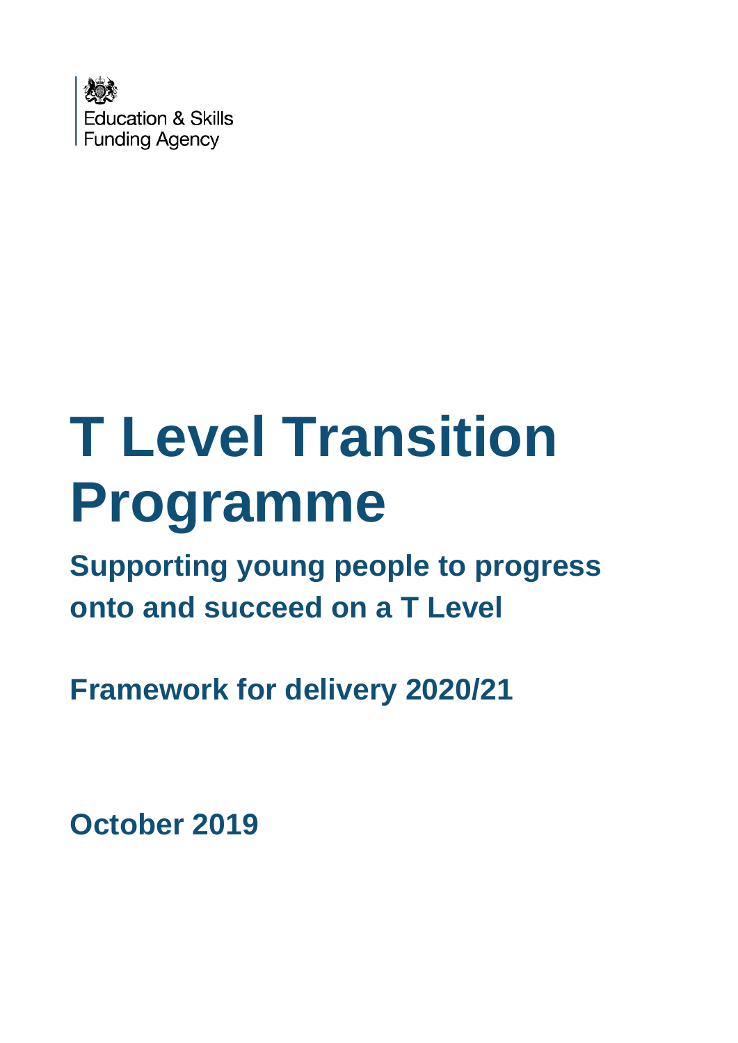Education & Skills Funding Agency

# T Level Transition Programme

## Supporting young people to progress onto and succeed on a T Level

## Framework for delivery 2020/21

## October 2019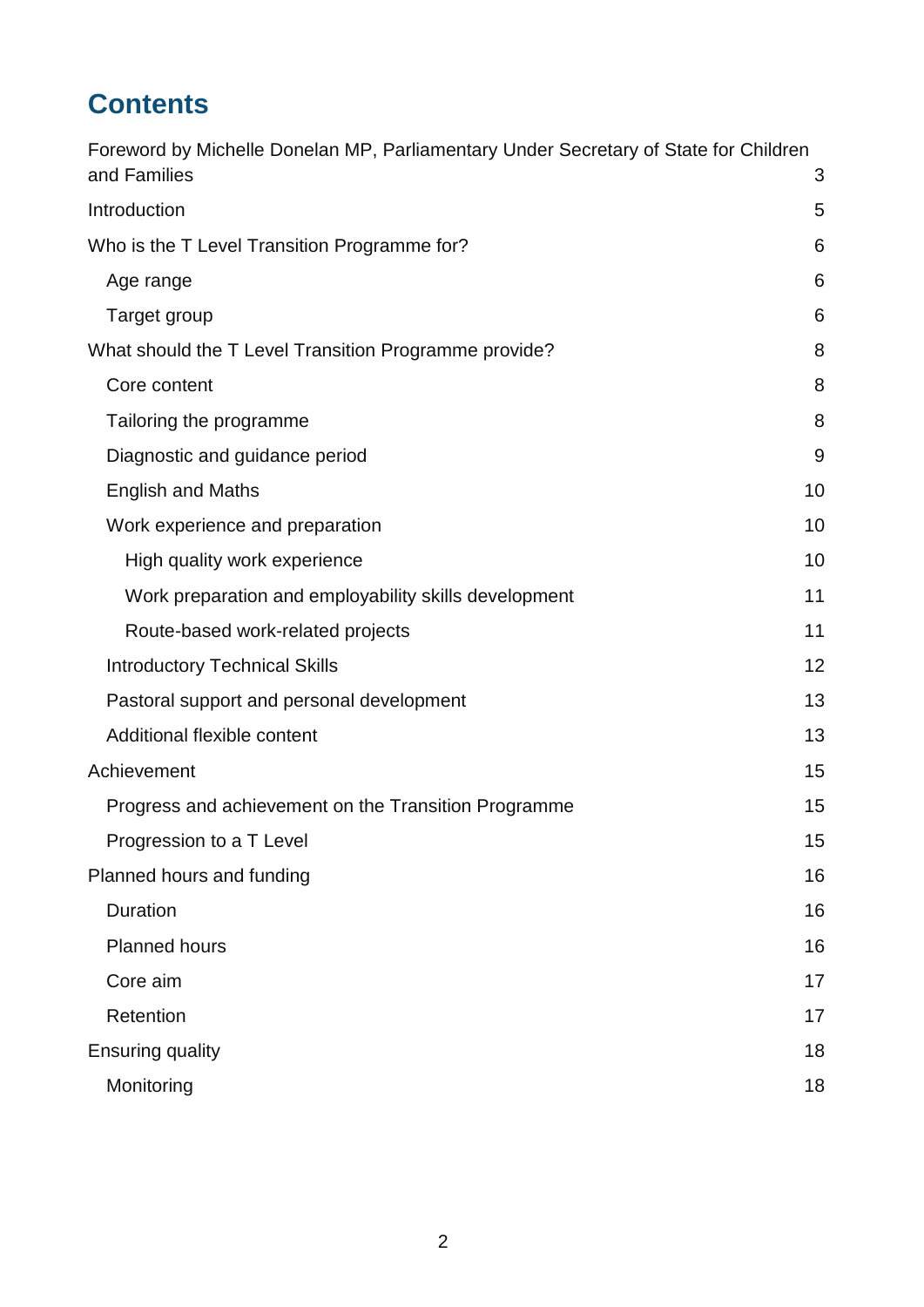# Contents

Foreword by Michelle Donelan MP, Parliamentary Under Secretary of State for Children and Families 3

Introduction 5

Who is the T Level Transition Programme for? 6

- Age range 6
- Target group 6

What should the T Level Transition Programme provide? 8

- Core content 8
- Tailoring the programme 8
- Diagnostic and guidance period 9
- English and Maths 10
- Work experience and preparation 10
  - High quality work experience 10
  - Work preparation and employability skills development 11
  - Route-based work-related projects 11
- Introductory Technical Skills 12
- Pastoral support and personal development 13
- Additional flexible content 13

Achievement 15

- Progress and achievement on the Transition Programme 15
- Progression to a T Level 15

Planned hours and funding 16

- Duration 16
- Planned hours 16
- Core aim 17
- Retention 17

Ensuring quality 18

- Monitoring 18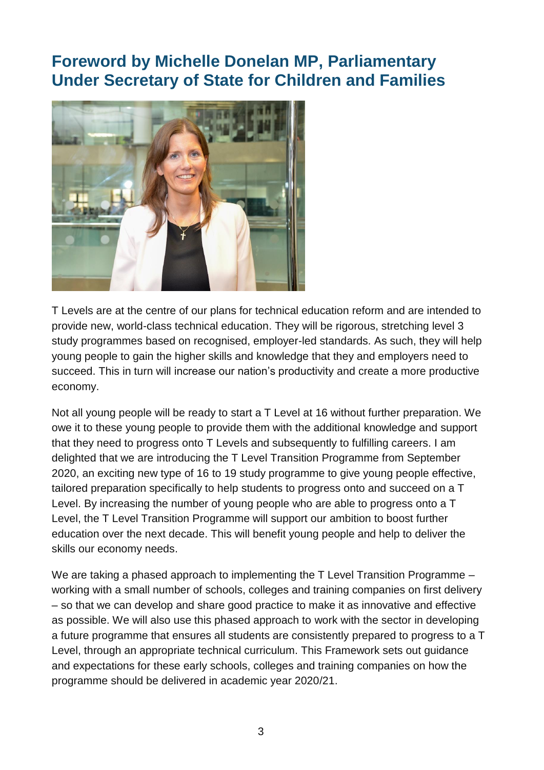## Foreword by Michelle Donelan MP, Parliamentary Under Secretary of State for Children and Families

T Levels are at the centre of our plans for technical education reform and are intended to provide new, world-class technical education. They will be rigorous, stretching level 3 study programmes based on recognised, employer-led standards. As such, they will help young people to gain the higher skills and knowledge that they and employers need to succeed. This in turn will increase our nation's productivity and create a more productive economy.

Not all young people will be ready to start a T Level at 16 without further preparation. We owe it to these young people to provide them with the additional knowledge and support that they need to progress onto T Levels and subsequently to fulfilling careers. I am delighted that we are introducing the T Level Transition Programme from September 2020, an exciting new type of 16 to 19 study programme to give young people effective, tailored preparation specifically to help students to progress onto and succeed on a T Level. By increasing the number of young people who are able to progress onto a T Level, the T Level Transition Programme will support our ambition to boost further education over the next decade. This will benefit young people and help to deliver the skills our economy needs.

We are taking a phased approach to implementing the T Level Transition Programme – working with a small number of schools, colleges and training companies on first delivery – so that we can develop and share good practice to make it as innovative and effective as possible. We will also use this phased approach to work with the sector in developing a future programme that ensures all students are consistently prepared to progress to a T Level, through an appropriate technical curriculum. This Framework sets out guidance and expectations for these early schools, colleges and training companies on how the programme should be delivered in academic year 2020/21.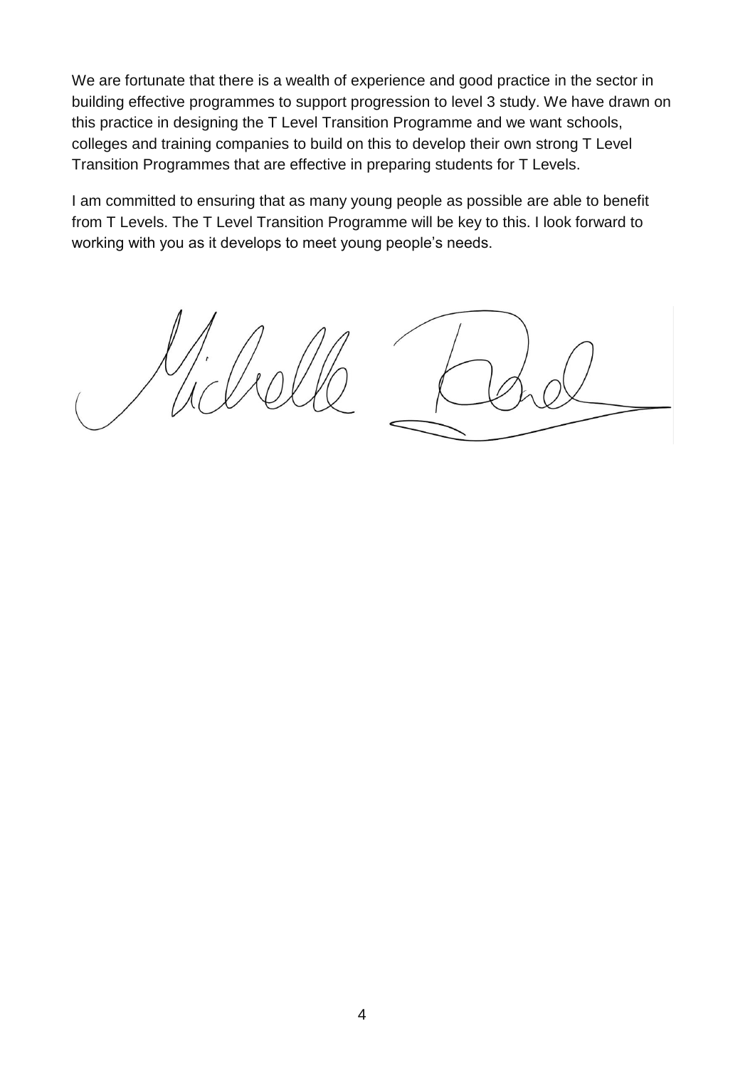We are fortunate that there is a wealth of experience and good practice in the sector in building effective programmes to support progression to level 3 study. We have drawn on this practice in designing the T Level Transition Programme and we want schools, colleges and training companies to build on this to develop their own strong T Level Transition Programmes that are effective in preparing students for T Levels.

I am committed to ensuring that as many young people as possible are able to benefit from T Levels. The T Level Transition Programme will be key to this. I look forward to working with you as it develops to meet young people's needs.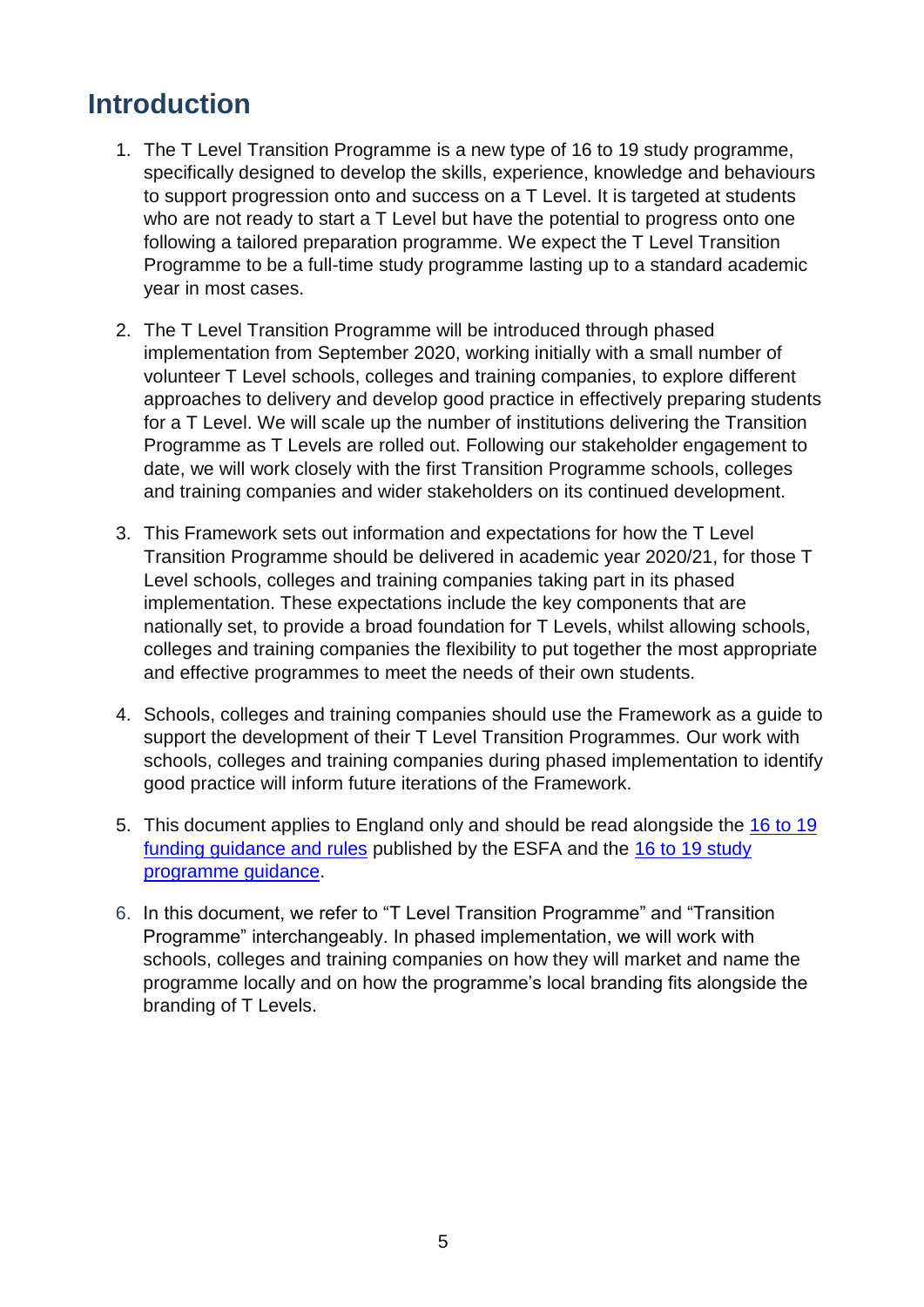## Introduction

1. The T Level Transition Programme is a new type of 16 to 19 study programme, specifically designed to develop the skills, experience, knowledge and behaviours to support progression onto and success on a T Level. It is targeted at students who are not ready to start a T Level but have the potential to progress onto one following a tailored preparation programme. We expect the T Level Transition Programme to be a full-time study programme lasting up to a standard academic year in most cases.

2. The T Level Transition Programme will be introduced through phased implementation from September 2020, working initially with a small number of volunteer T Level schools, colleges and training companies, to explore different approaches to delivery and develop good practice in effectively preparing students for a T Level. We will scale up the number of institutions delivering the Transition Programme as T Levels are rolled out. Following our stakeholder engagement to date, we will work closely with the first Transition Programme schools, colleges and training companies and wider stakeholders on its continued development.

3. This Framework sets out information and expectations for how the T Level Transition Programme should be delivered in academic year 2020/21, for those T Level schools, colleges and training companies taking part in its phased implementation. These expectations include the key components that are nationally set, to provide a broad foundation for T Levels, whilst allowing schools, colleges and training companies the flexibility to put together the most appropriate and effective programmes to meet the needs of their own students.

4. Schools, colleges and training companies should use the Framework as a guide to support the development of their T Level Transition Programmes. Our work with schools, colleges and training companies during phased implementation to identify good practice will inform future iterations of the Framework.

5. This document applies to England only and should be read alongside the [16 to 19 funding guidance and rules](#) published by the ESFA and the [16 to 19 study programme guidance](#).

6. In this document, we refer to "T Level Transition Programme" and "Transition Programme" interchangeably. In phased implementation, we will work with schools, colleges and training companies on how they will market and name the programme locally and on how the programme's local branding fits alongside the branding of T Levels.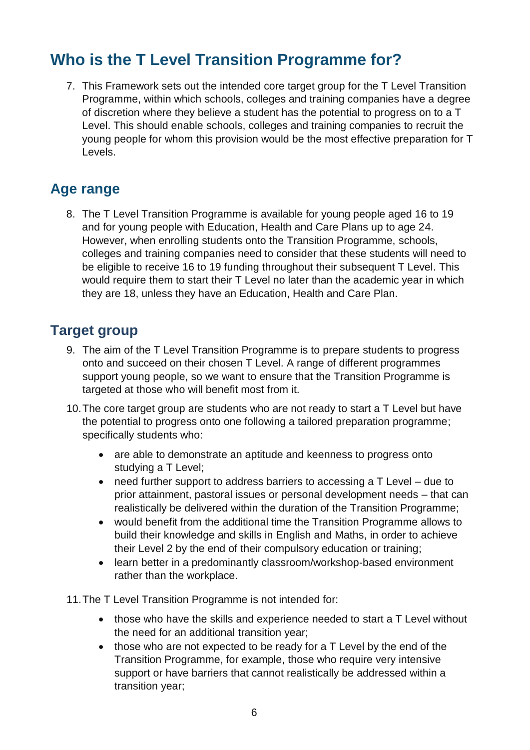## Who is the T Level Transition Programme for?

7. This Framework sets out the intended core target group for the T Level Transition Programme, within which schools, colleges and training companies have a degree of discretion where they believe a student has the potential to progress on to a T Level. This should enable schools, colleges and training companies to recruit the young people for whom this provision would be the most effective preparation for T Levels.

### Age range

8. The T Level Transition Programme is available for young people aged 16 to 19 and for young people with Education, Health and Care Plans up to age 24. However, when enrolling students onto the Transition Programme, schools, colleges and training companies need to consider that these students will need to be eligible to receive 16 to 19 funding throughout their subsequent T Level. This would require them to start their T Level no later than the academic year in which they are 18, unless they have an Education, Health and Care Plan.

### Target group

9. The aim of the T Level Transition Programme is to prepare students to progress onto and succeed on their chosen T Level. A range of different programmes support young people, so we want to ensure that the Transition Programme is targeted at those who will benefit most from it.
10. The core target group are students who are not ready to start a T Level but have the potential to progress onto one following a tailored preparation programme; specifically students who:
    - are able to demonstrate an aptitude and keenness to progress onto studying a T Level;
    - need further support to address barriers to accessing a T Level – due to prior attainment, pastoral issues or personal development needs – that can realistically be delivered within the duration of the Transition Programme;
    - would benefit from the additional time the Transition Programme allows to build their knowledge and skills in English and Maths, in order to achieve their Level 2 by the end of their compulsory education or training;
    - learn better in a predominantly classroom/workshop-based environment rather than the workplace.
11. The T Level Transition Programme is not intended for:
    - those who have the skills and experience needed to start a T Level without the need for an additional transition year;
    - those who are not expected to be ready for a T Level by the end of the Transition Programme, for example, those who require very intensive support or have barriers that cannot realistically be addressed within a transition year;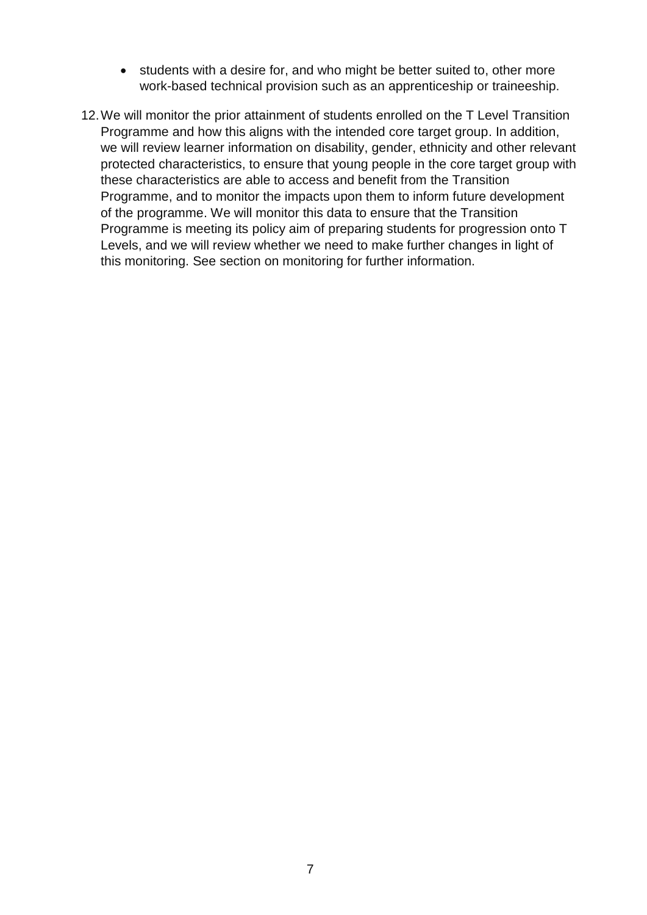- students with a desire for, and who might be better suited to, other more work-based technical provision such as an apprenticeship or traineeship.

12. We will monitor the prior attainment of students enrolled on the T Level Transition Programme and how this aligns with the intended core target group. In addition, we will review learner information on disability, gender, ethnicity and other relevant protected characteristics, to ensure that young people in the core target group with these characteristics are able to access and benefit from the Transition Programme, and to monitor the impacts upon them to inform future development of the programme. We will monitor this data to ensure that the Transition Programme is meeting its policy aim of preparing students for progression onto T Levels, and we will review whether we need to make further changes in light of this monitoring. See section on monitoring for further information.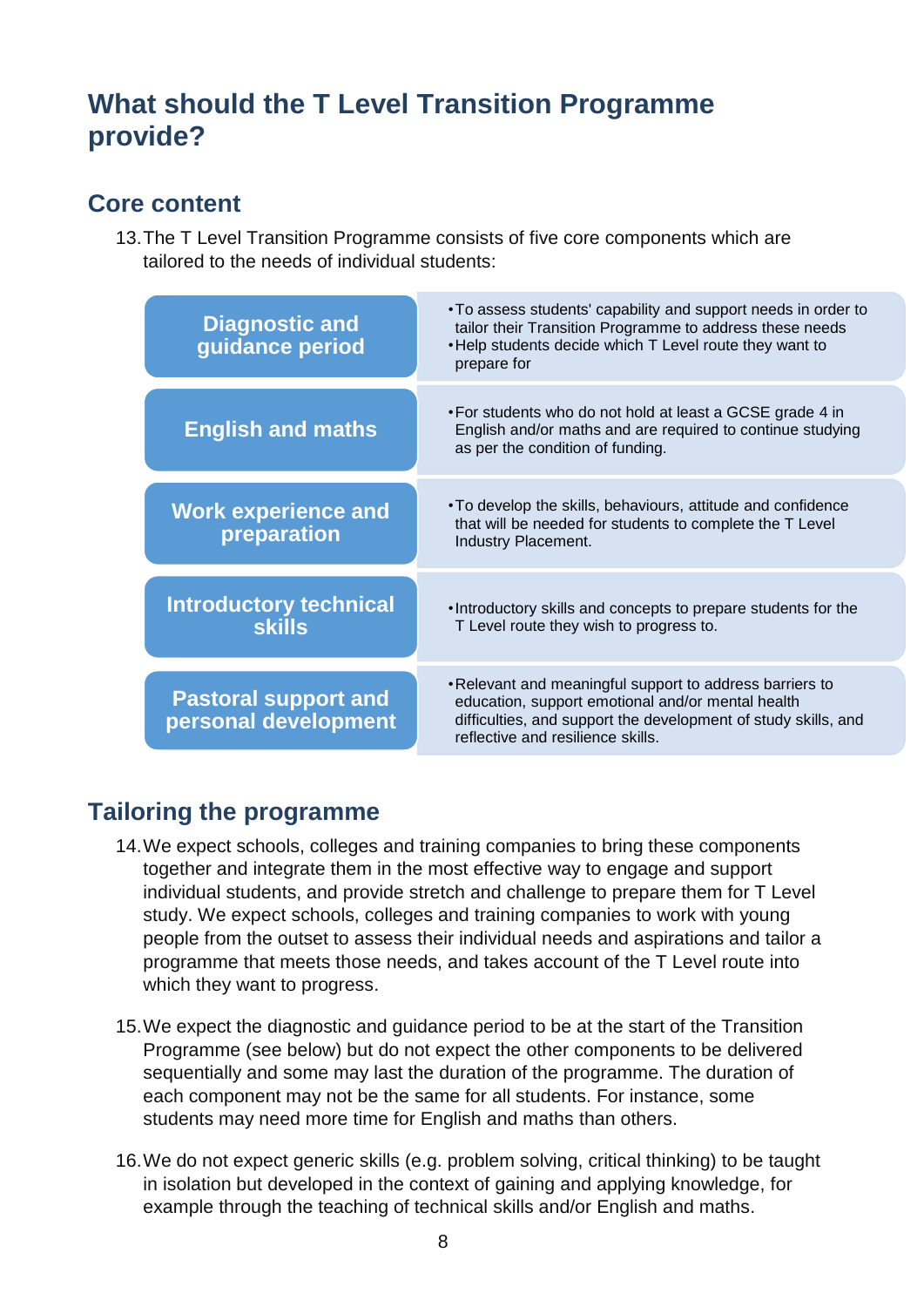# What should the T Level Transition Programme provide?

## Core content

13. The T Level Transition Programme consists of five core components which are tailored to the needs of individual students:

| Component | Description |
| --- | --- |
| **Diagnostic and guidance period** | • To assess students' capability and support needs in order to tailor their Transition Programme to address these needs<br>• Help students decide which T Level route they want to prepare for |
| **English and maths** | • For students who do not hold at least a GCSE grade 4 in English and/or maths and are required to continue studying as per the condition of funding. |
| **Work experience and preparation** | • To develop the skills, behaviours, attitude and confidence that will be needed for students to complete the T Level Industry Placement. |
| **Introductory technical skills** | • Introductory skills and concepts to prepare students for the T Level route they wish to progress to. |
| **Pastoral support and personal development** | • Relevant and meaningful support to address barriers to education, support emotional and/or mental health difficulties, and support the development of study skills, and reflective and resilience skills. |

## Tailoring the programme

14. We expect schools, colleges and training companies to bring these components together and integrate them in the most effective way to engage and support individual students, and provide stretch and challenge to prepare them for T Level study. We expect schools, colleges and training companies to work with young people from the outset to assess their individual needs and aspirations and tailor a programme that meets those needs, and takes account of the T Level route into which they want to progress.

15. We expect the diagnostic and guidance period to be at the start of the Transition Programme (see below) but do not expect the other components to be delivered sequentially and some may last the duration of the programme. The duration of each component may not be the same for all students. For instance, some students may need more time for English and maths than others.

16. We do not expect generic skills (e.g. problem solving, critical thinking) to be taught in isolation but developed in the context of gaining and applying knowledge, for example through the teaching of technical skills and/or English and maths.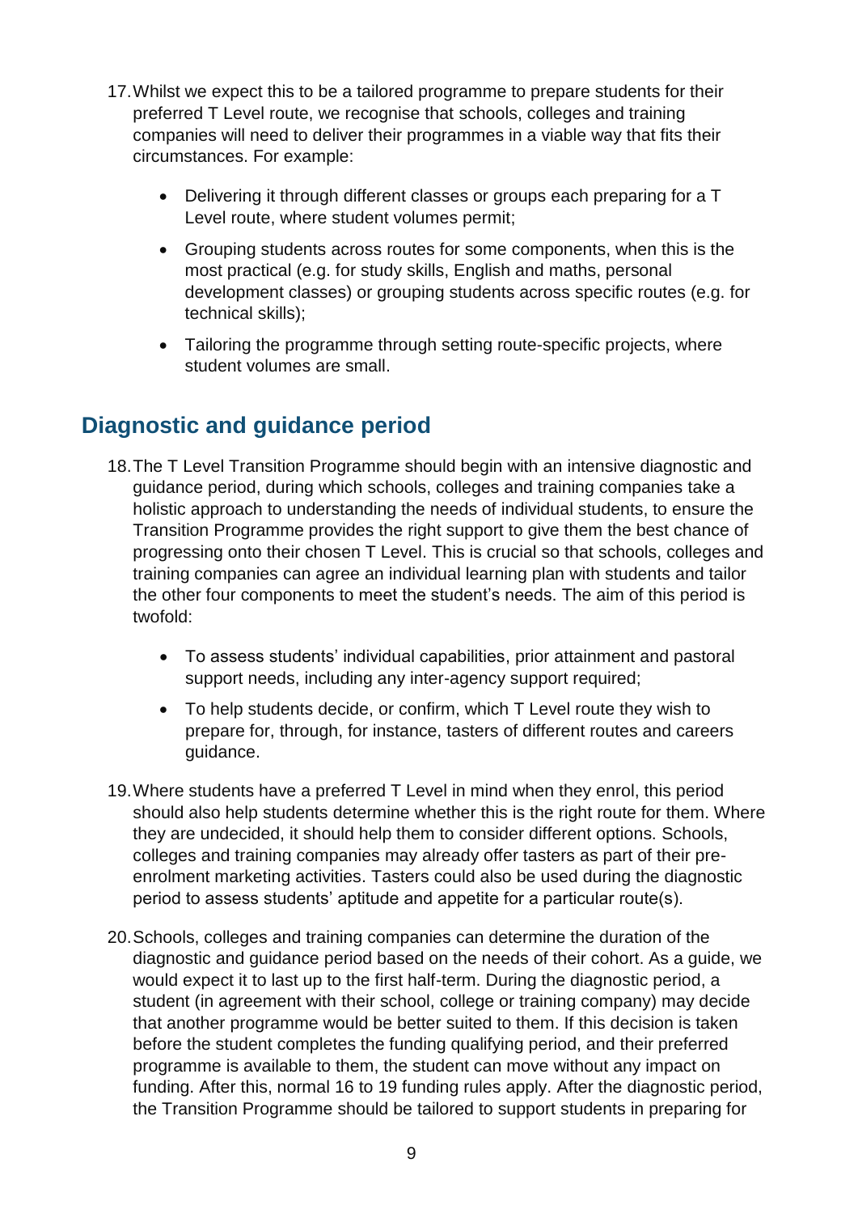17. Whilst we expect this to be a tailored programme to prepare students for their preferred T Level route, we recognise that schools, colleges and training companies will need to deliver their programmes in a viable way that fits their circumstances. For example:

    - Delivering it through different classes or groups each preparing for a T Level route, where student volumes permit;
    - Grouping students across routes for some components, when this is the most practical (e.g. for study skills, English and maths, personal development classes) or grouping students across specific routes (e.g. for technical skills);
    - Tailoring the programme through setting route-specific projects, where student volumes are small.

## Diagnostic and guidance period

18. The T Level Transition Programme should begin with an intensive diagnostic and guidance period, during which schools, colleges and training companies take a holistic approach to understanding the needs of individual students, to ensure the Transition Programme provides the right support to give them the best chance of progressing onto their chosen T Level. This is crucial so that schools, colleges and training companies can agree an individual learning plan with students and tailor the other four components to meet the student's needs. The aim of this period is twofold:

    - To assess students' individual capabilities, prior attainment and pastoral support needs, including any inter-agency support required;
    - To help students decide, or confirm, which T Level route they wish to prepare for, through, for instance, tasters of different routes and careers guidance.

19. Where students have a preferred T Level in mind when they enrol, this period should also help students determine whether this is the right route for them. Where they are undecided, it should help them to consider different options. Schools, colleges and training companies may already offer tasters as part of their pre-enrolment marketing activities. Tasters could also be used during the diagnostic period to assess students' aptitude and appetite for a particular route(s).

20. Schools, colleges and training companies can determine the duration of the diagnostic and guidance period based on the needs of their cohort. As a guide, we would expect it to last up to the first half-term. During the diagnostic period, a student (in agreement with their school, college or training company) may decide that another programme would be better suited to them. If this decision is taken before the student completes the funding qualifying period, and their preferred programme is available to them, the student can move without any impact on funding. After this, normal 16 to 19 funding rules apply. After the diagnostic period, the Transition Programme should be tailored to support students in preparing for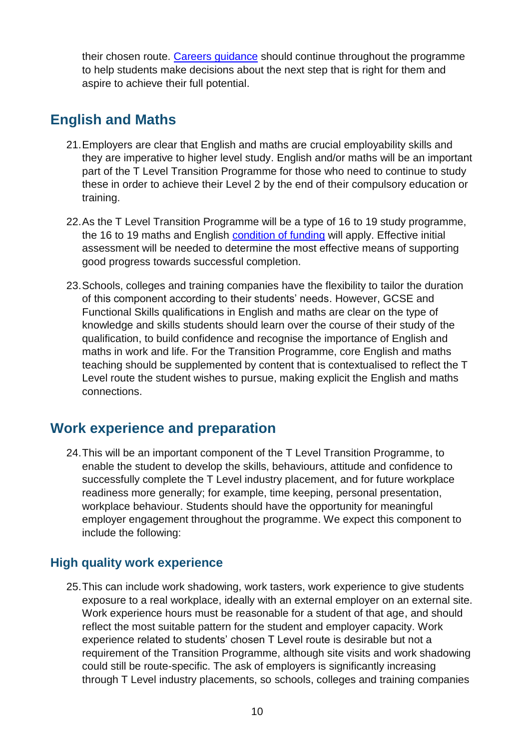their chosen route. [Careers guidance] should continue throughout the programme to help students make decisions about the next step that is right for them and aspire to achieve their full potential.

## English and Maths

21. Employers are clear that English and maths are crucial employability skills and they are imperative to higher level study. English and/or maths will be an important part of the T Level Transition Programme for those who need to continue to study these in order to achieve their Level 2 by the end of their compulsory education or training.

22. As the T Level Transition Programme will be a type of 16 to 19 study programme, the 16 to 19 maths and English condition of funding will apply. Effective initial assessment will be needed to determine the most effective means of supporting good progress towards successful completion.

23. Schools, colleges and training companies have the flexibility to tailor the duration of this component according to their students' needs. However, GCSE and Functional Skills qualifications in English and maths are clear on the type of knowledge and skills students should learn over the course of their study of the qualification, to build confidence and recognise the importance of English and maths in work and life. For the Transition Programme, core English and maths teaching should be supplemented by content that is contextualised to reflect the T Level route the student wishes to pursue, making explicit the English and maths connections.

## Work experience and preparation

24. This will be an important component of the T Level Transition Programme, to enable the student to develop the skills, behaviours, attitude and confidence to successfully complete the T Level industry placement, and for future workplace readiness more generally; for example, time keeping, personal presentation, workplace behaviour. Students should have the opportunity for meaningful employer engagement throughout the programme. We expect this component to include the following:

### High quality work experience

25. This can include work shadowing, work tasters, work experience to give students exposure to a real workplace, ideally with an external employer on an external site. Work experience hours must be reasonable for a student of that age, and should reflect the most suitable pattern for the student and employer capacity. Work experience related to students' chosen T Level route is desirable but not a requirement of the Transition Programme, although site visits and work shadowing could still be route-specific. The ask of employers is significantly increasing through T Level industry placements, so schools, colleges and training companies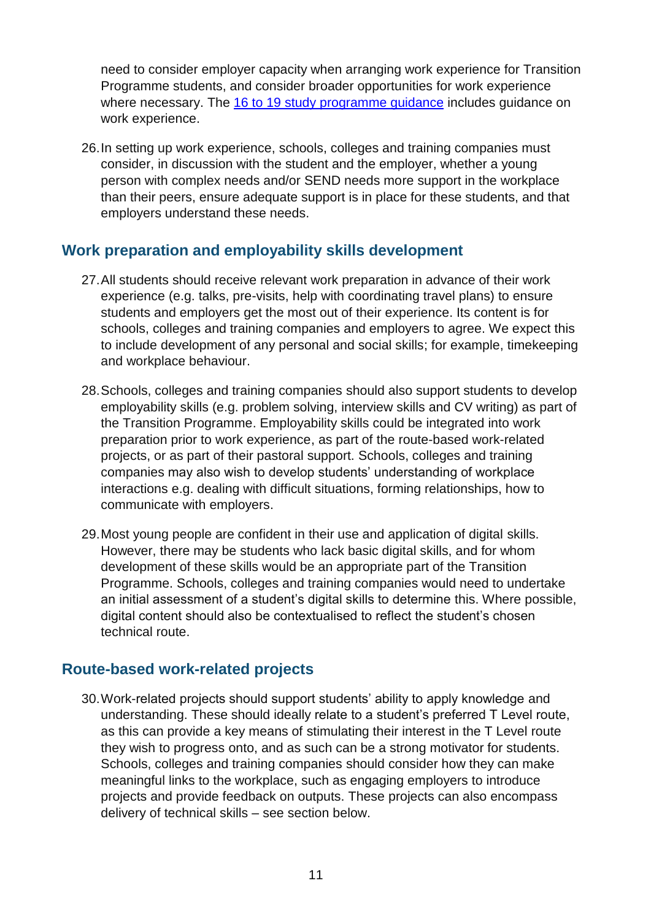need to consider employer capacity when arranging work experience for Transition Programme students, and consider broader opportunities for work experience where necessary. The [16 to 19 study programme guidance](https://www.gov.uk/government/publications/16-to-19-study-programmes-guide-for-providers) includes guidance on work experience.

26. In setting up work experience, schools, colleges and training companies must consider, in discussion with the student and the employer, whether a young person with complex needs and/or SEND needs more support in the workplace than their peers, ensure adequate support is in place for these students, and that employers understand these needs.

## Work preparation and employability skills development

27. All students should receive relevant work preparation in advance of their work experience (e.g. talks, pre-visits, help with coordinating travel plans) to ensure students and employers get the most out of their experience. Its content is for schools, colleges and training companies and employers to agree. We expect this to include development of any personal and social skills; for example, timekeeping and workplace behaviour.

28. Schools, colleges and training companies should also support students to develop employability skills (e.g. problem solving, interview skills and CV writing) as part of the Transition Programme. Employability skills could be integrated into work preparation prior to work experience, as part of the route-based work-related projects, or as part of their pastoral support. Schools, colleges and training companies may also wish to develop students' understanding of workplace interactions e.g. dealing with difficult situations, forming relationships, how to communicate with employers.

29. Most young people are confident in their use and application of digital skills. However, there may be students who lack basic digital skills, and for whom development of these skills would be an appropriate part of the Transition Programme. Schools, colleges and training companies would need to undertake an initial assessment of a student's digital skills to determine this. Where possible, digital content should also be contextualised to reflect the student's chosen technical route.

## Route-based work-related projects

30. Work-related projects should support students' ability to apply knowledge and understanding. These should ideally relate to a student's preferred T Level route, as this can provide a key means of stimulating their interest in the T Level route they wish to progress onto, and as such can be a strong motivator for students. Schools, colleges and training companies should consider how they can make meaningful links to the workplace, such as engaging employers to introduce projects and provide feedback on outputs. These projects can also encompass delivery of technical skills – see section below.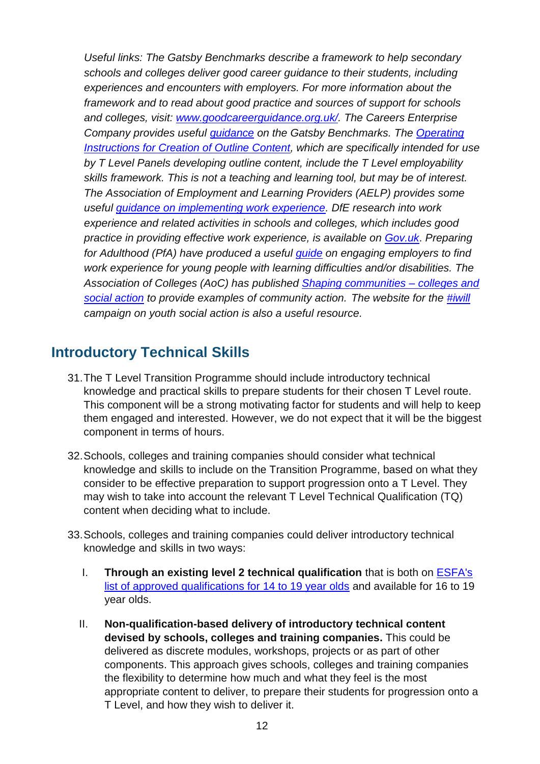*Useful links: The Gatsby Benchmarks describe a framework to help secondary schools and colleges deliver good career guidance to their students, including experiences and encounters with employers. For more information about the framework and to read about good practice and sources of support for schools and colleges, visit: [www.goodcareerguidance.org.uk/](http://www.goodcareerguidance.org.uk/). The Careers Enterprise Company provides useful [guidance]() on the Gatsby Benchmarks. The [Operating Instructions for Creation of Outline Content](), which are specifically intended for use by T Level Panels developing outline content, include the T Level employability skills framework. This is not a teaching and learning tool, but may be of interest. The Association of Employment and Learning Providers (AELP) provides some useful [guidance on implementing work experience](). DfE research into work experience and related activities in schools and colleges, which includes good practice in providing effective work experience, is available on [Gov.uk](). Preparing for Adulthood (PfA) have produced a useful [guide]() on engaging employers to find work experience for young people with learning difficulties and/or disabilities. The Association of Colleges (AoC) has published [Shaping communities – colleges and social action]() to provide examples of community action. The website for the [#iwill]() campaign on youth social action is also a useful resource.*

## Introductory Technical Skills

31. The T Level Transition Programme should include introductory technical knowledge and practical skills to prepare students for their chosen T Level route. This component will be a strong motivating factor for students and will help to keep them engaged and interested. However, we do not expect that it will be the biggest component in terms of hours.

32. Schools, colleges and training companies should consider what technical knowledge and skills to include on the Transition Programme, based on what they consider to be effective preparation to support progression onto a T Level. They may wish to take into account the relevant T Level Technical Qualification (TQ) content when deciding what to include.

33. Schools, colleges and training companies could deliver introductory technical knowledge and skills in two ways:

    I. **Through an existing level 2 technical qualification** that is both on [ESFA's list of approved qualifications for 14 to 19 year olds]() and available for 16 to 19 year olds.

    II. **Non-qualification-based delivery of introductory technical content devised by schools, colleges and training companies.** This could be delivered as discrete modules, workshops, projects or as part of other components. This approach gives schools, colleges and training companies the flexibility to determine how much and what they feel is the most appropriate content to deliver, to prepare their students for progression onto a T Level, and how they wish to deliver it.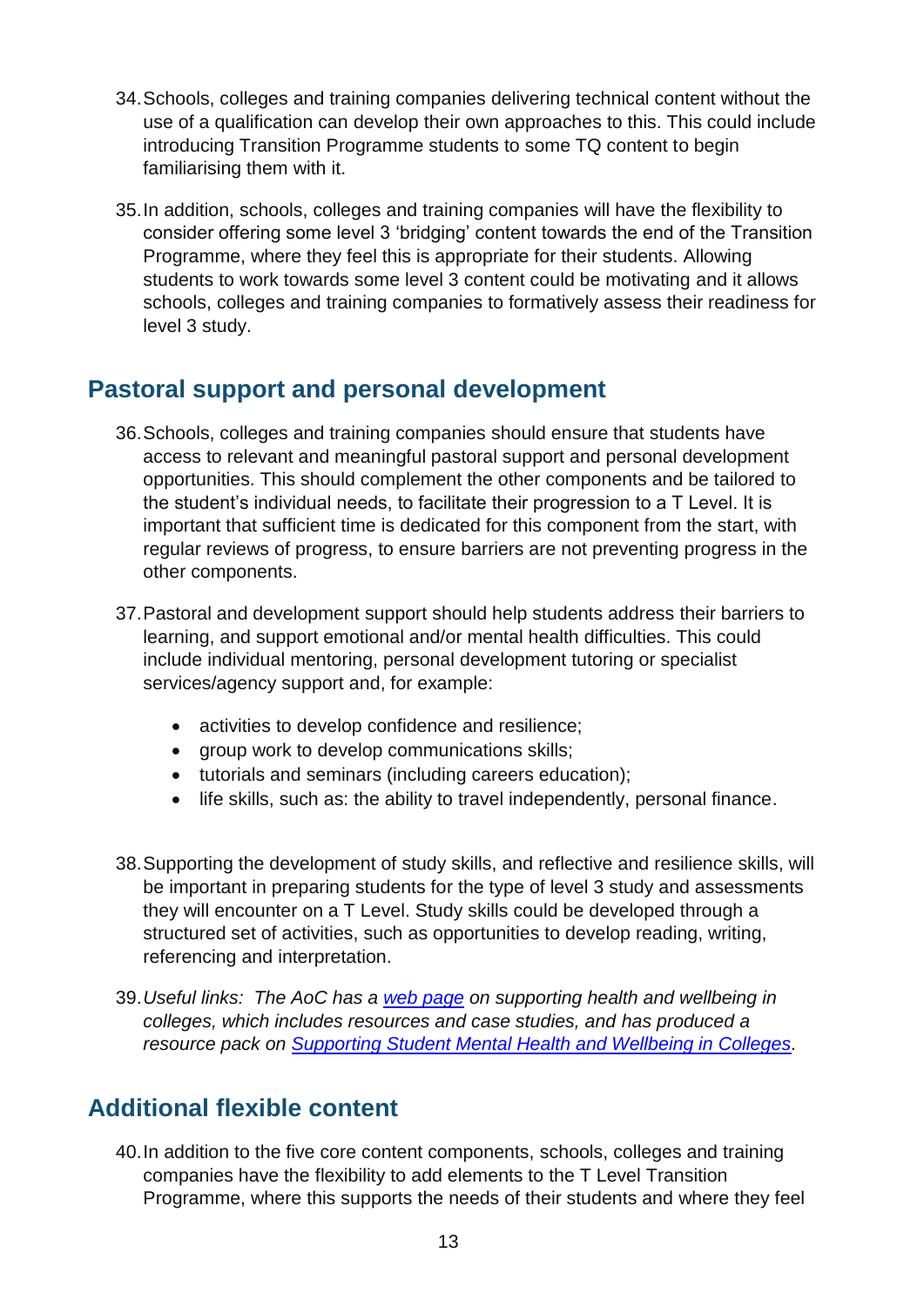34. Schools, colleges and training companies delivering technical content without the use of a qualification can develop their own approaches to this. This could include introducing Transition Programme students to some TQ content to begin familiarising them with it.

35. In addition, schools, colleges and training companies will have the flexibility to consider offering some level 3 'bridging' content towards the end of the Transition Programme, where they feel this is appropriate for their students. Allowing students to work towards some level 3 content could be motivating and it allows schools, colleges and training companies to formatively assess their readiness for level 3 study.

## Pastoral support and personal development

36. Schools, colleges and training companies should ensure that students have access to relevant and meaningful pastoral support and personal development opportunities. This should complement the other components and be tailored to the student's individual needs, to facilitate their progression to a T Level. It is important that sufficient time is dedicated for this component from the start, with regular reviews of progress, to ensure barriers are not preventing progress in the other components.

37. Pastoral and development support should help students address their barriers to learning, and support emotional and/or mental health difficulties. This could include individual mentoring, personal development tutoring or specialist services/agency support and, for example:

    - activities to develop confidence and resilience;
    - group work to develop communications skills;
    - tutorials and seminars (including careers education);
    - life skills, such as: the ability to travel independently, personal finance.

38. Supporting the development of study skills, and reflective and resilience skills, will be important in preparing students for the type of level 3 study and assessments they will encounter on a T Level. Study skills could be developed through a structured set of activities, such as opportunities to develop reading, writing, referencing and interpretation.

39. *Useful links: The AoC has a web page on supporting health and wellbeing in colleges, which includes resources and case studies, and has produced a resource pack on Supporting Student Mental Health and Wellbeing in Colleges.*

## Additional flexible content

40. In addition to the five core content components, schools, colleges and training companies have the flexibility to add elements to the T Level Transition Programme, where this supports the needs of their students and where they feel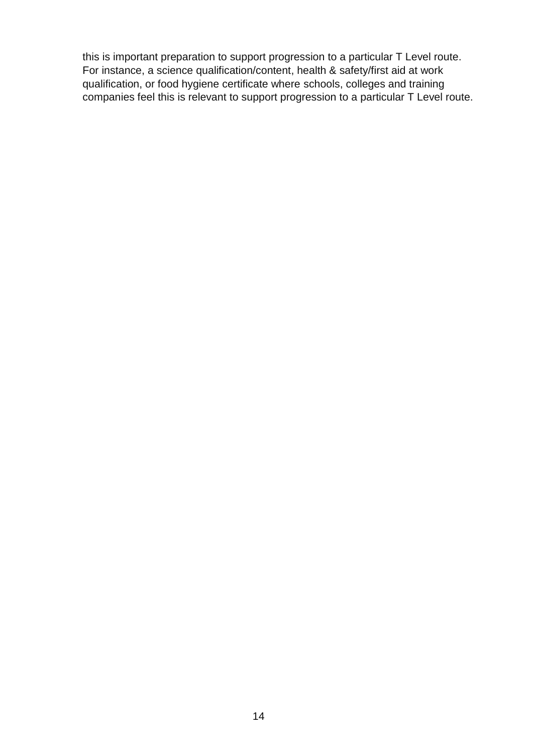this is important preparation to support progression to a particular T Level route. For instance, a science qualification/content, health & safety/first aid at work qualification, or food hygiene certificate where schools, colleges and training companies feel this is relevant to support progression to a particular T Level route.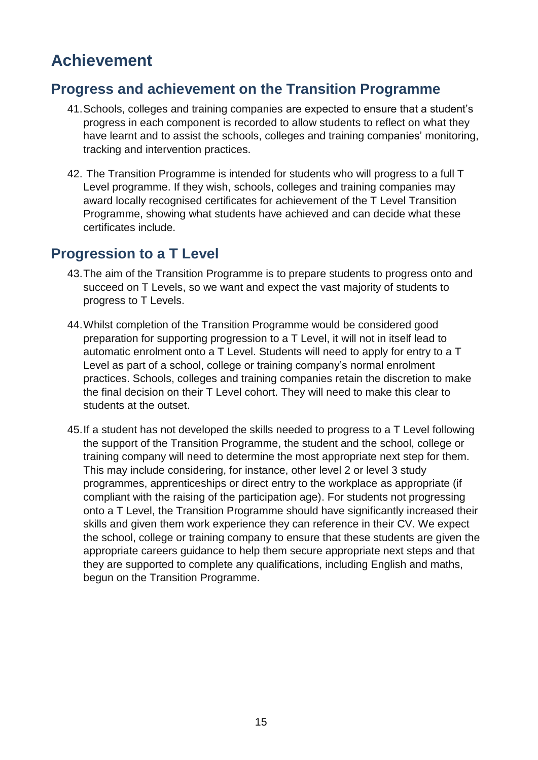# Achievement

## Progress and achievement on the Transition Programme

41. Schools, colleges and training companies are expected to ensure that a student's progress in each component is recorded to allow students to reflect on what they have learnt and to assist the schools, colleges and training companies' monitoring, tracking and intervention practices.

42. The Transition Programme is intended for students who will progress to a full T Level programme. If they wish, schools, colleges and training companies may award locally recognised certificates for achievement of the T Level Transition Programme, showing what students have achieved and can decide what these certificates include.

## Progression to a T Level

43. The aim of the Transition Programme is to prepare students to progress onto and succeed on T Levels, so we want and expect the vast majority of students to progress to T Levels.

44. Whilst completion of the Transition Programme would be considered good preparation for supporting progression to a T Level, it will not in itself lead to automatic enrolment onto a T Level. Students will need to apply for entry to a T Level as part of a school, college or training company's normal enrolment practices. Schools, colleges and training companies retain the discretion to make the final decision on their T Level cohort. They will need to make this clear to students at the outset.

45. If a student has not developed the skills needed to progress to a T Level following the support of the Transition Programme, the student and the school, college or training company will need to determine the most appropriate next step for them. This may include considering, for instance, other level 2 or level 3 study programmes, apprenticeships or direct entry to the workplace as appropriate (if compliant with the raising of the participation age). For students not progressing onto a T Level, the Transition Programme should have significantly increased their skills and given them work experience they can reference in their CV. We expect the school, college or training company to ensure that these students are given the appropriate careers guidance to help them secure appropriate next steps and that they are supported to complete any qualifications, including English and maths, begun on the Transition Programme.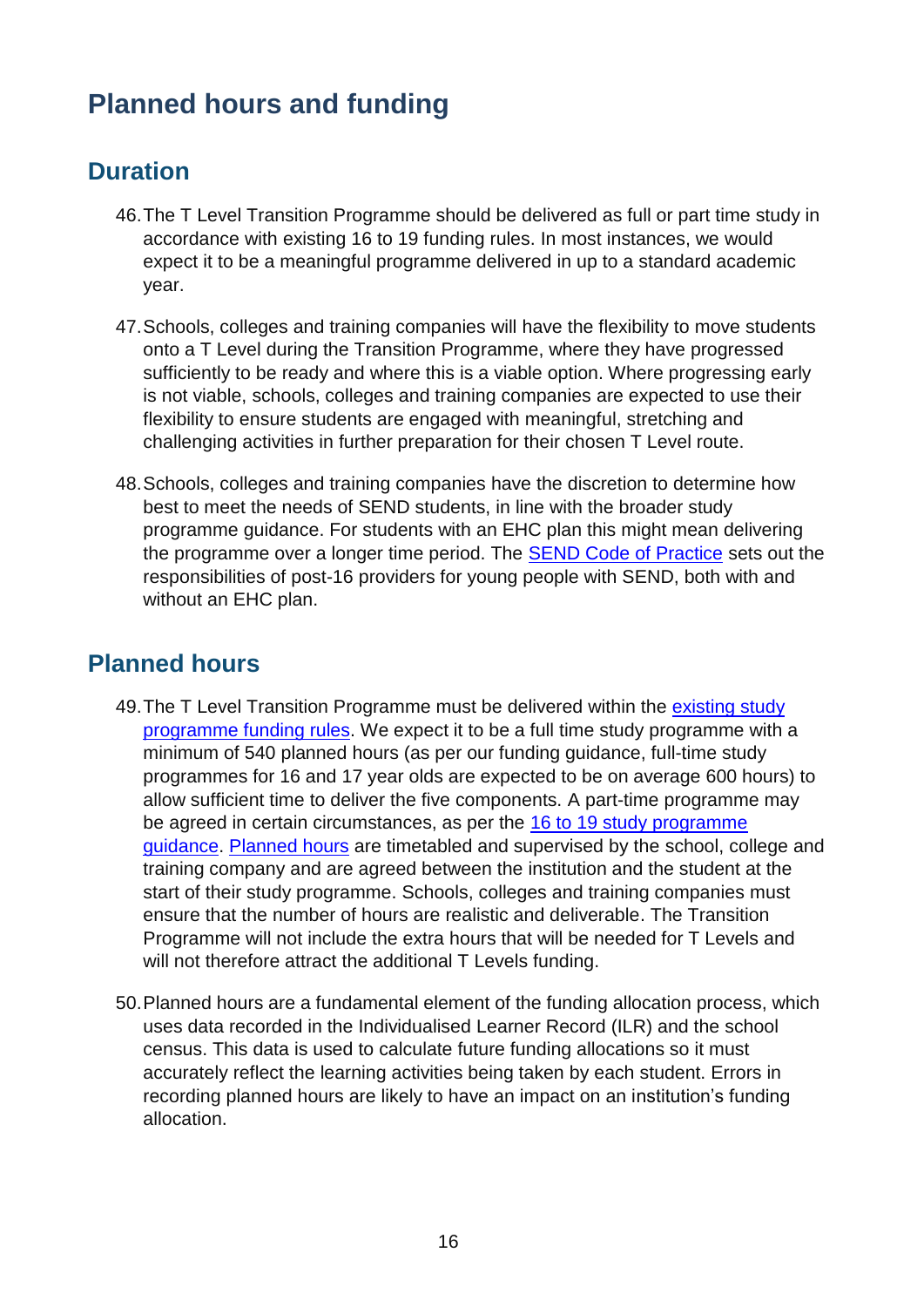# Planned hours and funding

## Duration

46. The T Level Transition Programme should be delivered as full or part time study in accordance with existing 16 to 19 funding rules. In most instances, we would expect it to be a meaningful programme delivered in up to a standard academic year.

47. Schools, colleges and training companies will have the flexibility to move students onto a T Level during the Transition Programme, where they have progressed sufficiently to be ready and where this is a viable option. Where progressing early is not viable, schools, colleges and training companies are expected to use their flexibility to ensure students are engaged with meaningful, stretching and challenging activities in further preparation for their chosen T Level route.

48. Schools, colleges and training companies have the discretion to determine how best to meet the needs of SEND students, in line with the broader study programme guidance. For students with an EHC plan this might mean delivering the programme over a longer time period. The SEND Code of Practice sets out the responsibilities of post-16 providers for young people with SEND, both with and without an EHC plan.

## Planned hours

49. The T Level Transition Programme must be delivered within the existing study programme funding rules. We expect it to be a full time study programme with a minimum of 540 planned hours (as per our funding guidance, full-time study programmes for 16 and 17 year olds are expected to be on average 600 hours) to allow sufficient time to deliver the five components. A part-time programme may be agreed in certain circumstances, as per the 16 to 19 study programme guidance. Planned hours are timetabled and supervised by the school, college and training company and are agreed between the institution and the student at the start of their study programme. Schools, colleges and training companies must ensure that the number of hours are realistic and deliverable. The Transition Programme will not include the extra hours that will be needed for T Levels and will not therefore attract the additional T Levels funding.

50. Planned hours are a fundamental element of the funding allocation process, which uses data recorded in the Individualised Learner Record (ILR) and the school census. This data is used to calculate future funding allocations so it must accurately reflect the learning activities being taken by each student. Errors in recording planned hours are likely to have an impact on an institution's funding allocation.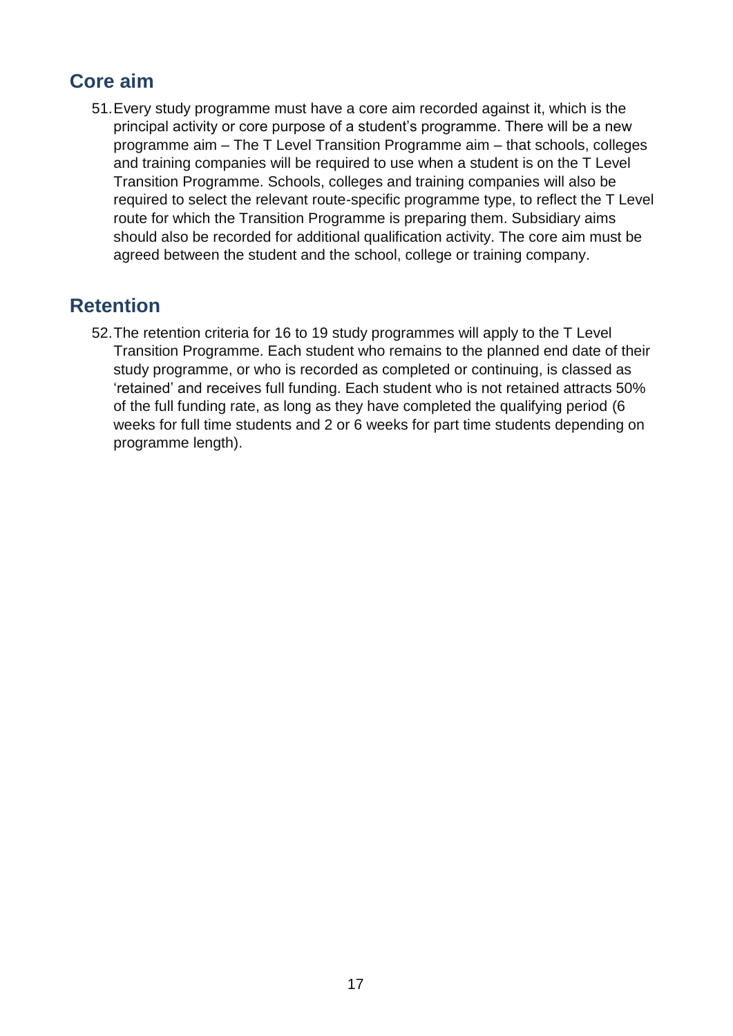## Core aim

51. Every study programme must have a core aim recorded against it, which is the principal activity or core purpose of a student's programme. There will be a new programme aim – The T Level Transition Programme aim – that schools, colleges and training companies will be required to use when a student is on the T Level Transition Programme. Schools, colleges and training companies will also be required to select the relevant route-specific programme type, to reflect the T Level route for which the Transition Programme is preparing them. Subsidiary aims should also be recorded for additional qualification activity. The core aim must be agreed between the student and the school, college or training company.

## Retention

52. The retention criteria for 16 to 19 study programmes will apply to the T Level Transition Programme. Each student who remains to the planned end date of their study programme, or who is recorded as completed or continuing, is classed as 'retained' and receives full funding. Each student who is not retained attracts 50% of the full funding rate, as long as they have completed the qualifying period (6 weeks for full time students and 2 or 6 weeks for part time students depending on programme length).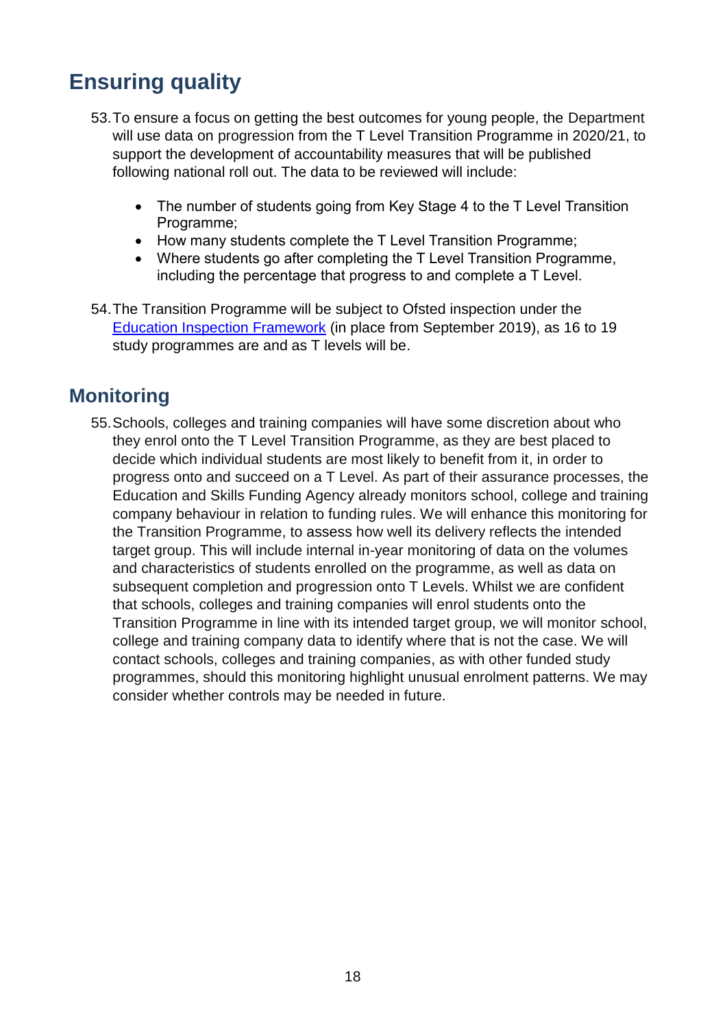## Ensuring quality

53. To ensure a focus on getting the best outcomes for young people, the Department will use data on progression from the T Level Transition Programme in 2020/21, to support the development of accountability measures that will be published following national roll out. The data to be reviewed will include:

    - The number of students going from Key Stage 4 to the T Level Transition Programme;
    - How many students complete the T Level Transition Programme;
    - Where students go after completing the T Level Transition Programme, including the percentage that progress to and complete a T Level.

54. The Transition Programme will be subject to Ofsted inspection under the Education Inspection Framework (in place from September 2019), as 16 to 19 study programmes are and as T levels will be.

## Monitoring

55. Schools, colleges and training companies will have some discretion about who they enrol onto the T Level Transition Programme, as they are best placed to decide which individual students are most likely to benefit from it, in order to progress onto and succeed on a T Level. As part of their assurance processes, the Education and Skills Funding Agency already monitors school, college and training company behaviour in relation to funding rules. We will enhance this monitoring for the Transition Programme, to assess how well its delivery reflects the intended target group. This will include internal in-year monitoring of data on the volumes and characteristics of students enrolled on the programme, as well as data on subsequent completion and progression onto T Levels. Whilst we are confident that schools, colleges and training companies will enrol students onto the Transition Programme in line with its intended target group, we will monitor school, college and training company data to identify where that is not the case. We will contact schools, colleges and training companies, as with other funded study programmes, should this monitoring highlight unusual enrolment patterns. We may consider whether controls may be needed in future.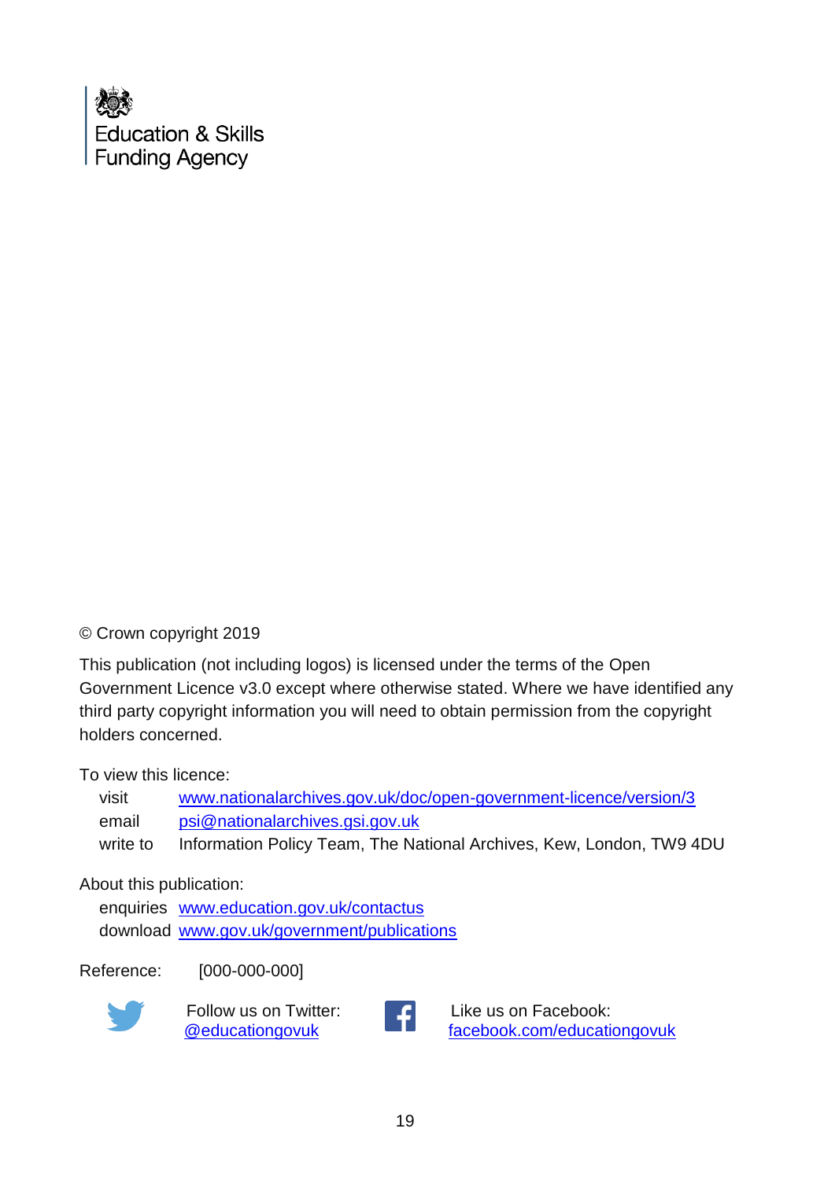Education & Skills
Funding Agency

© Crown copyright 2019

This publication (not including logos) is licensed under the terms of the Open Government Licence v3.0 except where otherwise stated. Where we have identified any third party copyright information you will need to obtain permission from the copyright holders concerned.

To view this licence:

visit www.nationalarchives.gov.uk/doc/open-government-licence/version/3
email psi@nationalarchives.gsi.gov.uk
write to Information Policy Team, The National Archives, Kew, London, TW9 4DU

About this publication:

enquiries www.education.gov.uk/contactus
download www.gov.uk/government/publications

Reference: [000-000-000]

Follow us on Twitter: @educationgovuk

Like us on Facebook: facebook.com/educationgovuk